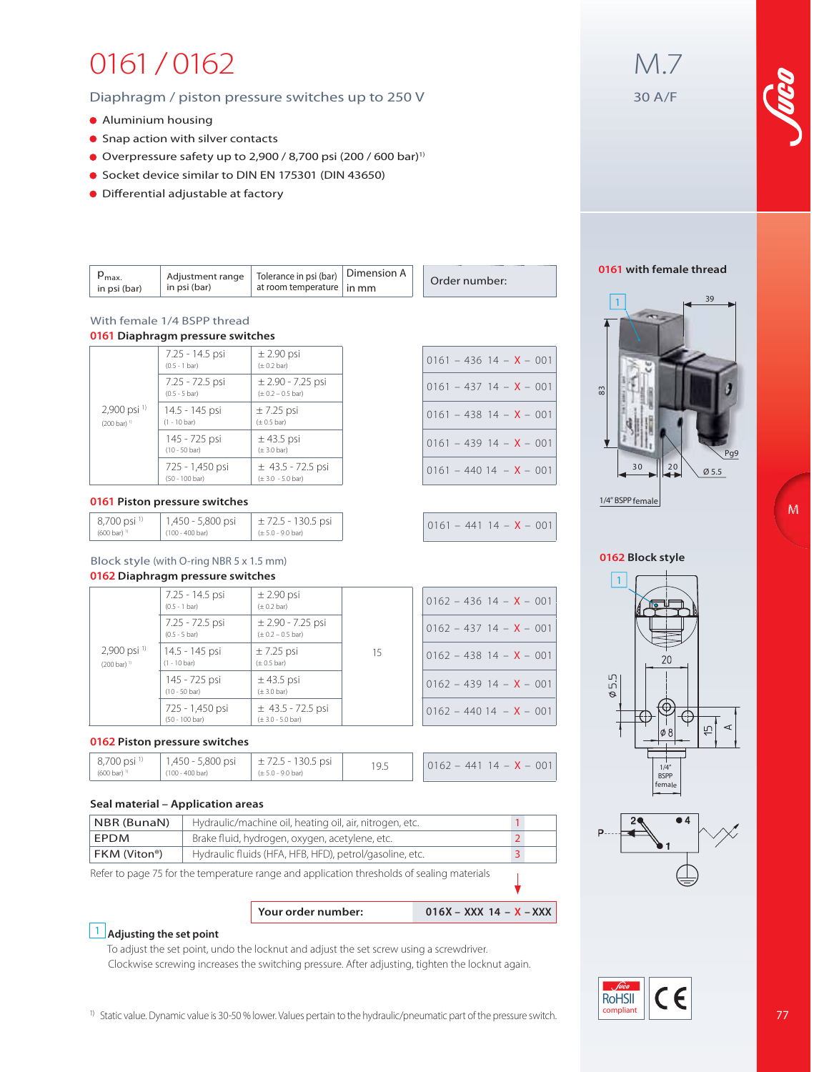# 0161 / 0162

## Diaphragm / piston pressure switches up to 250 V

- Aluminium housing
- Snap action with silver contacts
- Overpressure safety up to 2,900 / 8,700 psi (200 / 600 bar)[1]
- Socket device similar to DIN EN 175301 (DIN 43650)
- Differential adjustable at factory

M.7

30 A/F

| $p_{max.}$ in psi (bar) | Adjustment range in psi (bar) | Tolerance in psi (bar) at room temperature | Dimension A in mm | Order number: |
|---|---|---|---|---|
| **With female 1/4 BSPP thread** | | | | |
| **0161 Diaphragm pressure switches** | | | | |
| 2,900 psi [1] (200 bar) [1] | 7.25 - 14.5 psi (0.5 - 1 bar) | ± 2.90 psi (± 0.2 bar) | | 0161 – 436 14 – X – 001 |
| | 7.25 - 72.5 psi (0.5 - 5 bar) | ± 2.90 - 7.25 psi (± 0.2 – 0.5 bar) | | 0161 – 437 14 – X – 001 |
| | 14.5 - 145 psi (1 - 10 bar) | ± 7.25 psi (± 0.5 bar) | | 0161 – 438 14 – X – 001 |
| | 145 - 725 psi (10 - 50 bar) | ± 43.5 psi (± 3.0 bar) | | 0161 – 439 14 – X – 001 |
| | 725 - 1,450 psi (50 - 100 bar) | ± 43.5 - 72.5 psi (± 3.0 - 5.0 bar) | | 0161 – 440 14 – X – 001 |
| **0161 Piston pressure switches** | | | | |
| 8,700 psi [1] (600 bar) [1] | 1,450 - 5,800 psi (100 - 400 bar) | ± 72.5 - 130.5 psi (± 5.0 - 9.0 bar) | | 0161 – 441 14 – X – 001 |
| **Block style (with O-ring NBR 5 x 1.5 mm)** | | | | |
| **0162 Diaphragm pressure switches** | | | | |
| 2,900 psi [1] (200 bar) [1] | 7.25 - 14.5 psi (0.5 - 1 bar) | ± 2.90 psi (± 0.2 bar) | 15 | 0162 – 436 14 – X – 001 |
| | 7.25 - 72.5 psi (0.5 - 5 bar) | ± 2.90 - 7.25 psi (± 0.2 – 0.5 bar) | 15 | 0162 – 437 14 – X – 001 |
| | 14.5 - 145 psi (1 - 10 bar) | ± 7.25 psi (± 0.5 bar) | 15 | 0162 – 438 14 – X – 001 |
| | 145 - 725 psi (10 - 50 bar) | ± 43.5 psi (± 3.0 bar) | 15 | 0162 – 439 14 – X – 001 |
| | 725 - 1,450 psi (50 - 100 bar) | ± 43.5 - 72.5 psi (± 3.0 - 5.0 bar) | 15 | 0162 – 440 14 – X – 001 |
| **0162 Piston pressure switches** | | | | |
| 8,700 psi [1] (600 bar) [1] | 1,450 - 5,800 psi (100 - 400 bar) | ± 72.5 - 130.5 psi (± 5.0 - 9.0 bar) | 19.5 | 0162 – 441 14 – X – 001 |

**0161 with female thread**

**0162 Block style**

### Seal material – Application areas

| Material | Application areas | X |
|---|---|---|
| NBR (BunaN) | Hydraulic/machine oil, heating oil, air, nitrogen, etc. | 1 |
| EPDM | Brake fluid, hydrogen, oxygen, acetylene, etc. | 2 |
| FKM (Viton®) | Hydraulic fluids (HFA, HFB, HFD), petrol/gasoline, etc. | 3 |

Refer to page 75 for the temperature range and application thresholds of sealing materials

| Your order number: | 016X – XXX 14 – X – XXX |
|---|---|

**1 Adjusting the set point**

To adjust the set point, undo the locknut and adjust the set screw using a screwdriver.
Clockwise screwing increases the switching pressure. After adjusting, tighten the locknut again.

[1] Static value. Dynamic value is 30-50 % lower. Values pertain to the hydraulic/pneumatic part of the pressure switch.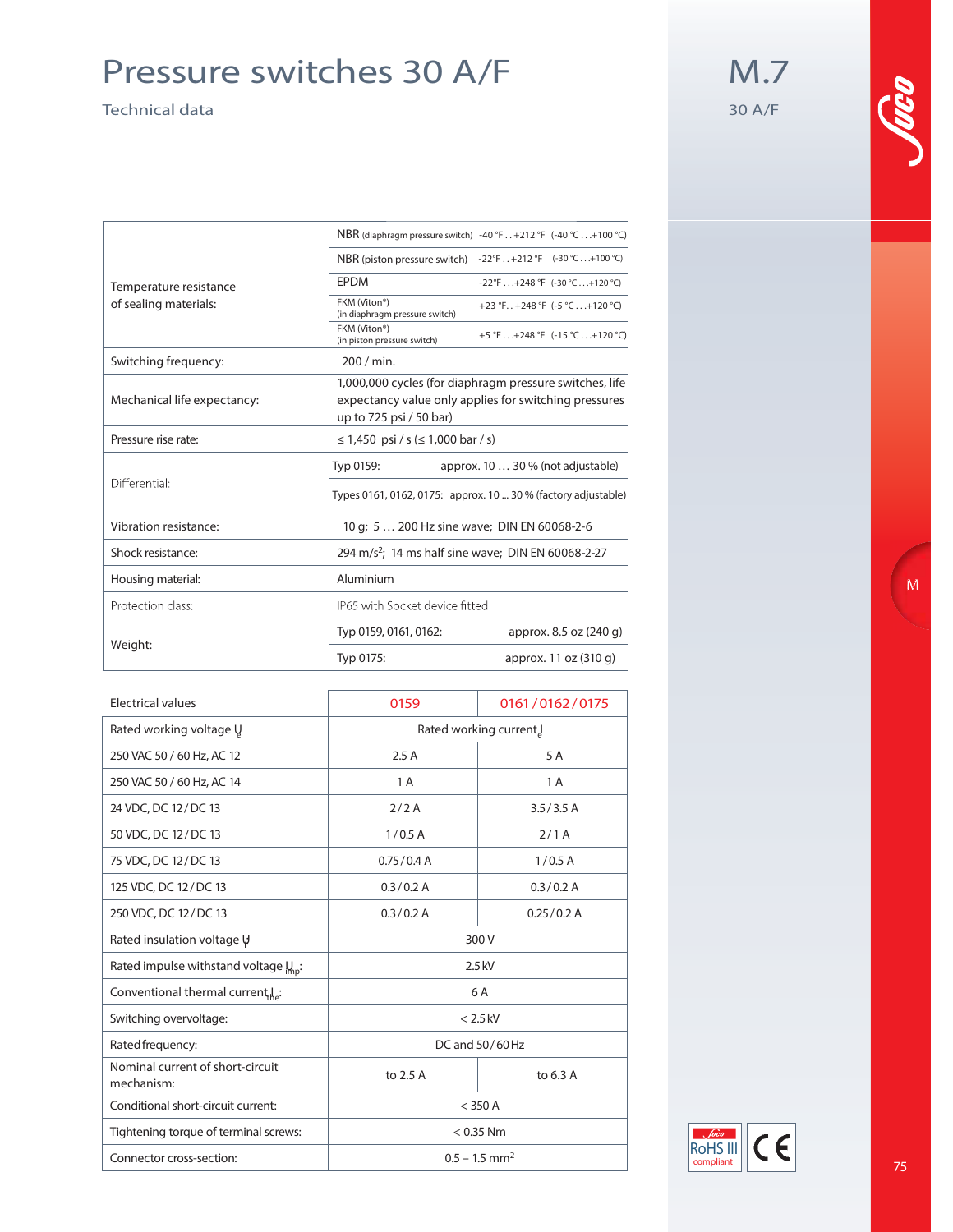# Pressure switches 30 A/F

Technical data

M.7

30 A/F

| | | |
|---|---|---|
| Temperature resistance of sealing materials: | NBR (diaphragm pressure switch) | -40 °F . . +212 °F (-40 °C . . . +100 °C) |
| | NBR (piston pressure switch) | -22°F . . +212 °F (-30 °C . . . +100 °C) |
| | EPDM | -22°F . . . +248 °F (-30 °C . . . +120 °C) |
| | FKM (Viton®) (in diaphragm pressure switch) | +23 °F. . +248 °F (-5 °C . . . +120 °C) |
| | FKM (Viton®) (in piston pressure switch) | +5 °F . . . +248 °F (-15 °C . . . +120 °C) |
| Switching frequency: | 200 / min. | |
| Mechanical life expectancy: | 1,000,000 cycles (for diaphragm pressure switches, life expectancy value only applies for switching pressures up to 725 psi / 50 bar) | |
| Pressure rise rate: | ≤ 1,450 psi / s (≤ 1,000 bar / s) | |
| Differential: | Typ 0159: | approx. 10 … 30 % (not adjustable) |
| | Types 0161, 0162, 0175: | approx. 10 ... 30 % (factory adjustable) |
| Vibration resistance: | 10 g; 5 … 200 Hz sine wave; DIN EN 60068-2-6 | |
| Shock resistance: | 294 m/s²; 14 ms half sine wave; DIN EN 60068-2-27 | |
| Housing material: | Aluminium | |
| Protection class: | IP65 with Socket device fitted | |
| Weight: | Typ 0159, 0161, 0162: | approx. 8.5 oz (240 g) |
| | Typ 0175: | approx. 11 oz (310 g) |

| Electrical values | 0159 | 0161 / 0162 / 0175 |
|---|---|---|
| Rated working voltage $U_e$ | Rated working current $I_e$ | |
| 250 VAC 50 / 60 Hz, AC 12 | 2.5 A | 5 A |
| 250 VAC 50 / 60 Hz, AC 14 | 1 A | 1 A |
| 24 VDC, DC 12 / DC 13 | 2 / 2 A | 3.5 / 3.5 A |
| 50 VDC, DC 12 / DC 13 | 1 / 0.5 A | 2 / 1 A |
| 75 VDC, DC 12 / DC 13 | 0.75 / 0.4 A | 1 / 0.5 A |
| 125 VDC, DC 12 / DC 13 | 0.3 / 0.2 A | 0.3 / 0.2 A |
| 250 VDC, DC 12 / DC 13 | 0.3 / 0.2 A | 0.25 / 0.2 A |
| Rated insulation voltage $U_i$ | 300 V | |
| Rated impulse withstand voltage $U_{imp}$: | 2.5 kV | |
| Conventional thermal current $I_{the}$: | 6 A | |
| Switching overvoltage: | < 2.5 kV | |
| Rated frequency: | DC and 50 / 60 Hz | |
| Nominal current of short-circuit mechanism: | to 2.5 A | to 6.3 A |
| Conditional short-circuit current: | < 350 A | |
| Tightening torque of terminal screws: | < 0.35 Nm | |
| Connector cross-section: | 0.5 – 1.5 mm² | |

RoHS III compliant

CE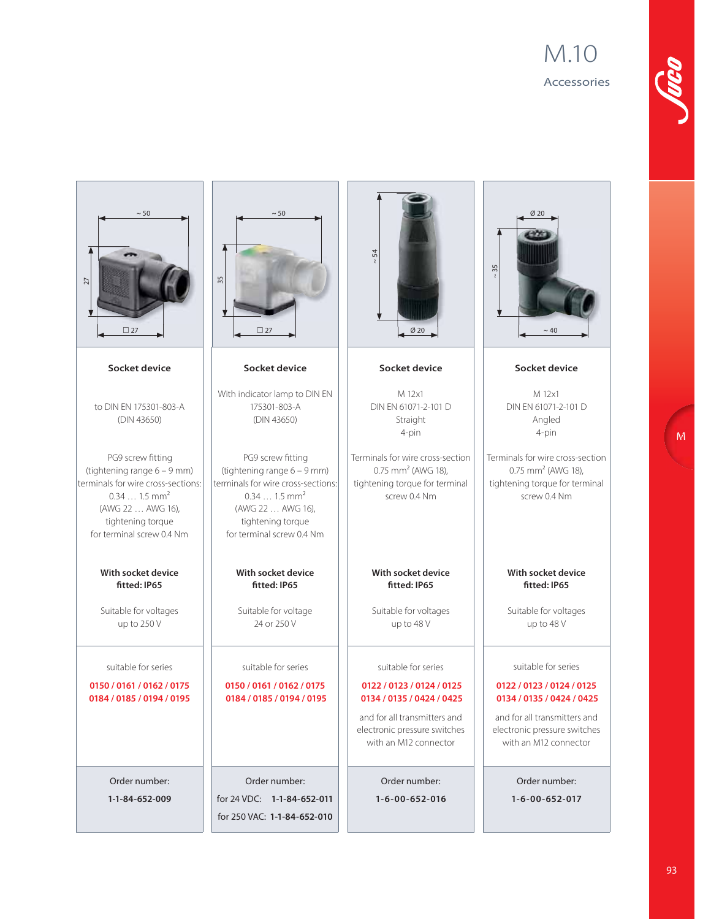# M.10

## Accessories

| Socket device | Socket device | Socket device | Socket device |
|---|---|---|---|
| to DIN EN 175301-803-A (DIN 43650) | With indicator lamp to DIN EN 175301-803-A (DIN 43650) | M 12x1 DIN EN 61071-2-101 D Straight 4-pin | M 12x1 DIN EN 61071-2-101 D Angled 4-pin |
| PG9 screw fitting (tightening range 6 – 9 mm) terminals for wire cross-sections: 0.34 … 1.5 mm² (AWG 22 … AWG 16), tightening torque for terminal screw 0.4 Nm | PG9 screw fitting (tightening range 6 – 9 mm) terminals for wire cross-sections: 0.34 … 1.5 mm² (AWG 22 … AWG 16), tightening torque for terminal screw 0.4 Nm | Terminals for wire cross-section 0.75 mm² (AWG 18), tightening torque for terminal screw 0.4 Nm | Terminals for wire cross-section 0.75 mm² (AWG 18), tightening torque for terminal screw 0.4 Nm |
| **With socket device fitted: IP65** | **With socket device fitted: IP65** | **With socket device fitted: IP65** | **With socket device fitted: IP65** |
| Suitable for voltages up to 250 V | Suitable for voltage 24 or 250 V | Suitable for voltages up to 48 V | Suitable for voltages up to 48 V |
| suitable for series **0150 / 0161 / 0162 / 0175 0184 / 0185 / 0194 / 0195** | suitable for series **0150 / 0161 / 0162 / 0175 0184 / 0185 / 0194 / 0195** | suitable for series **0122 / 0123 / 0124 / 0125 0134 / 0135 / 0424 / 0425** and for all transmitters and electronic pressure switches with an M12 connector | suitable for series **0122 / 0123 / 0124 / 0125 0134 / 0135 / 0424 / 0425** and for all transmitters and electronic pressure switches with an M12 connector |
| Order number: **1-1-84-652-009** | Order number: for 24 VDC: **1-1-84-652-011** for 250 VAC: **1-1-84-652-010** | Order number: **1-6-00-652-016** | Order number: **1-6-00-652-017** |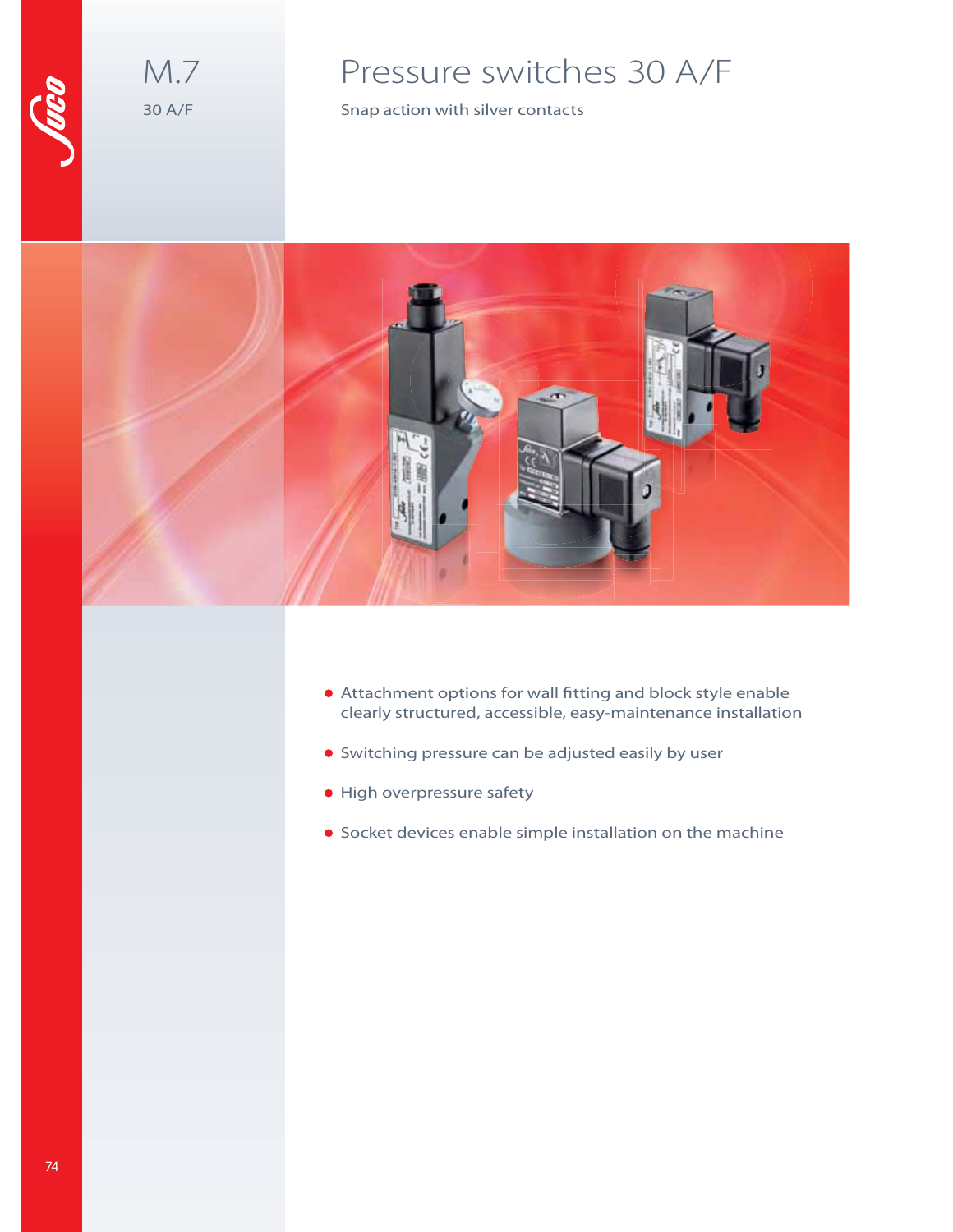# M.7

30 A/F

# Pressure switches 30 A/F

Snap action with silver contacts

- Attachment options for wall fitting and block style enable clearly structured, accessible, easy-maintenance installation
- Switching pressure can be adjusted easily by user
- High overpressure safety
- Socket devices enable simple installation on the machine